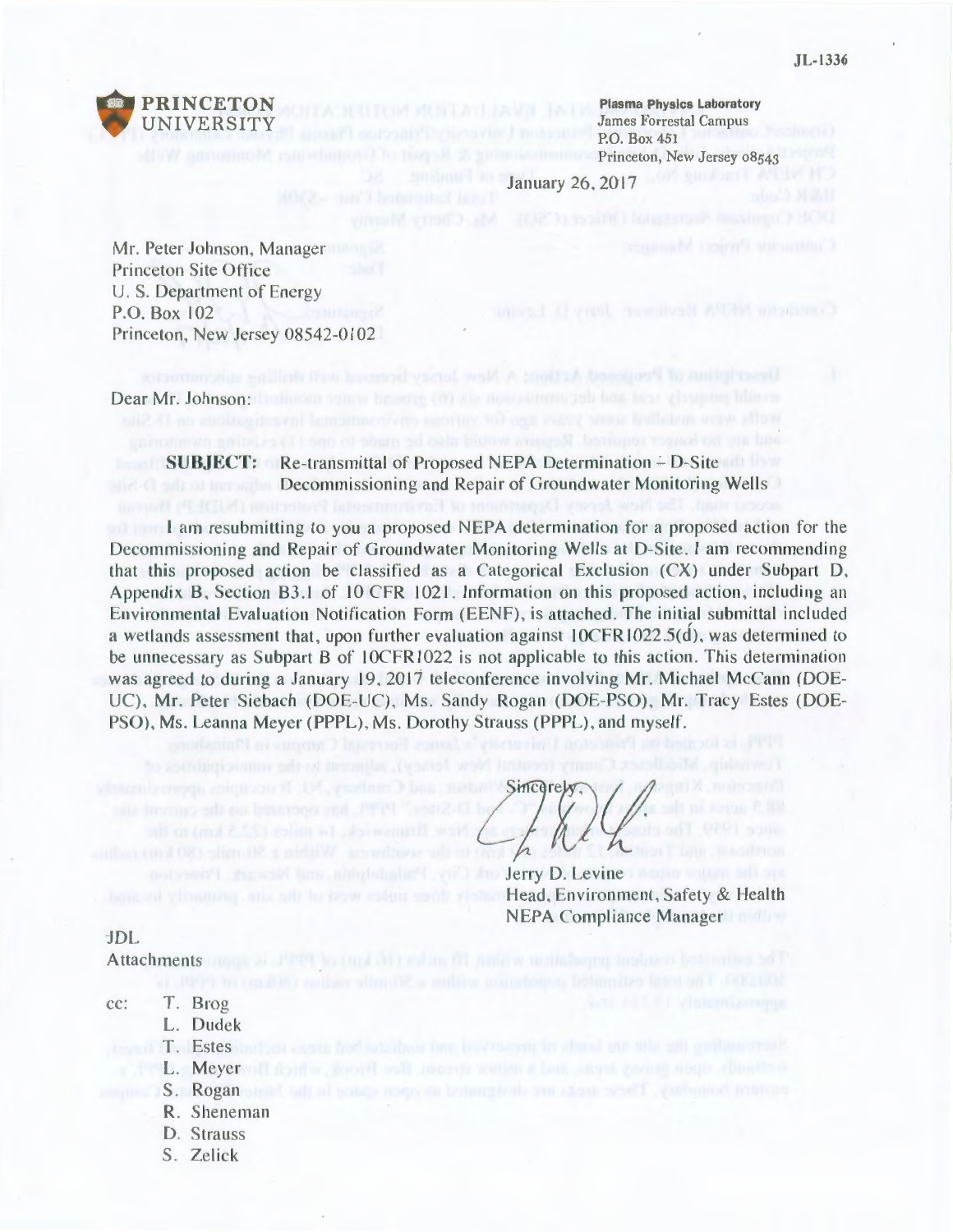JL-1336

**PRINCETON UNIVERSITY**

**Plasma Physics Laboratory**
James Forrestal Campus
P.O. Box 451
Princeton, New Jersey 08543

January 26, 2017

Mr. Peter Johnson, Manager
Princeton Site Office
U. S. Department of Energy
P.O. Box 102
Princeton, New Jersey 08542-0102

Dear Mr. Johnson:

**SUBJECT:** Re-transmittal of Proposed NEPA Determination – D-Site Decommissioning and Repair of Groundwater Monitoring Wells

I am resubmitting to you a proposed NEPA determination for a proposed action for the Decommissioning and Repair of Groundwater Monitoring Wells at D-Site. I am recommending that this proposed action be classified as a Categorical Exclusion (CX) under Subpart D, Appendix B, Section B3.1 of 10 CFR 1021. Information on this proposed action, including an Environmental Evaluation Notification Form (EENF), is attached. The initial submittal included a wetlands assessment that, upon further evaluation against 10CFR1022.5(d), was determined to be unnecessary as Subpart B of 10CFR1022 is not applicable to this action. This determination was agreed to during a January 19, 2017 teleconference involving Mr. Michael McCann (DOE-UC), Mr. Peter Siebach (DOE-UC), Ms. Sandy Rogan (DOE-PSO), Mr. Tracy Estes (DOE-PSO), Ms. Leanna Meyer (PPPL), Ms. Dorothy Strauss (PPPL), and myself.

Sincerely,

Jerry D. Levine
Head, Environment, Safety & Health
NEPA Compliance Manager

JDL

Attachments

cc: T. Brog
L. Dudek
T. Estes
L. Meyer
S. Rogan
R. Sheneman
D. Strauss
S. Zelick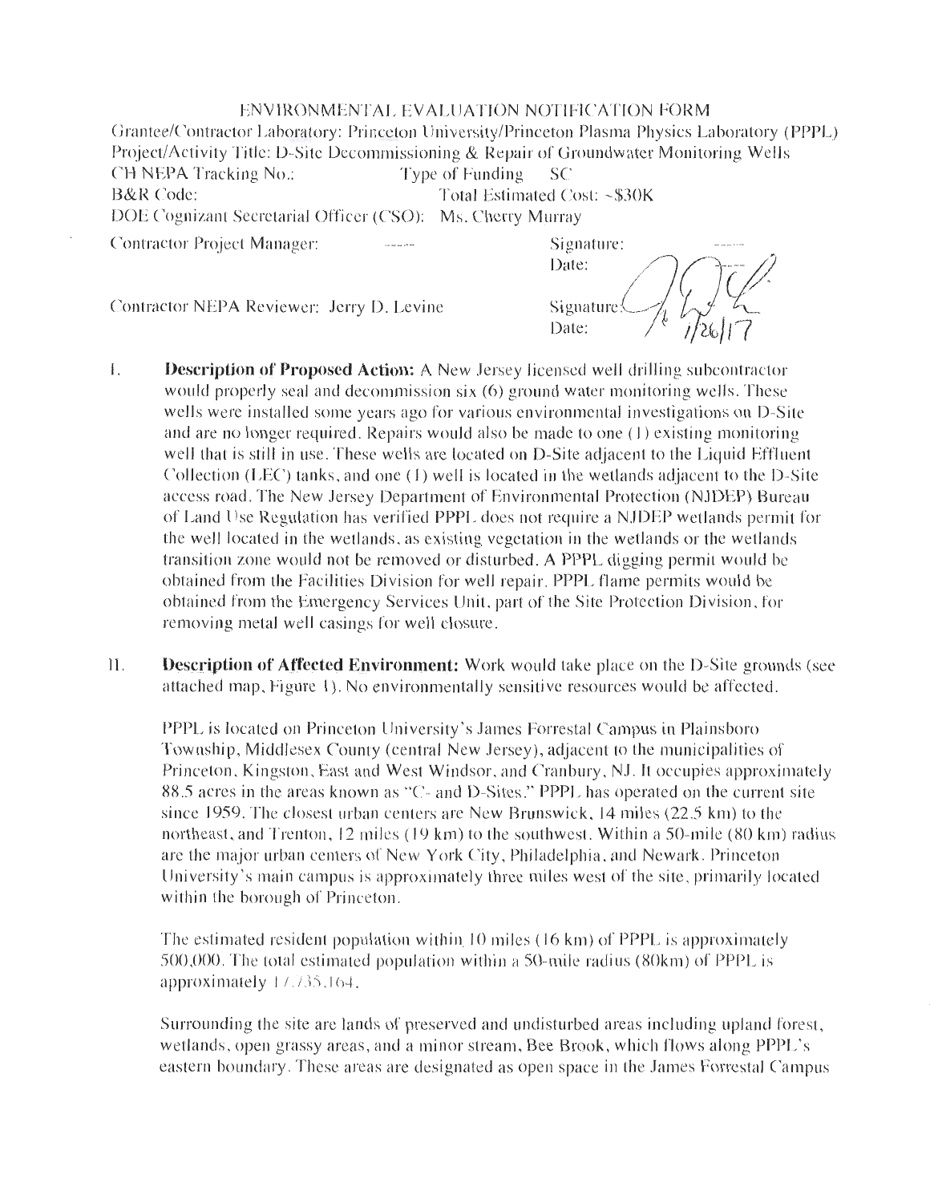ENVIRONMENTAL EVALUATION NOTIFICATION FORM

Grantee/Contractor Laboratory: Princeton University/Princeton Plasma Physics Laboratory (PPPL)
Project/Activity Title: D-Site Decommissioning & Repair of Groundwater Monitoring Wells
CH NEPA Tracking No.: Type of Funding SC
B&R Code: Total Estimated Cost: ~$30K
DOE Cognizant Secretarial Officer (CSO): Ms. Cherry Murray

Contractor Project Manager: ----- Signature: -----
Date:

Contractor NEPA Reviewer: Jerry D. Levine Signature:
Date: 1/26/17

I. **Description of Proposed Action:** A New Jersey licensed well drilling subcontractor would properly seal and decommission six (6) ground water monitoring wells. These wells were installed some years ago for various environmental investigations on D-Site and are no longer required. Repairs would also be made to one (1) existing monitoring well that is still in use. These wells are located on D-Site adjacent to the Liquid Effluent Collection (LEC) tanks, and one (1) well is located in the wetlands adjacent to the D-Site access road. The New Jersey Department of Environmental Protection (NJDEP) Bureau of Land Use Regulation has verified PPPL does not require a NJDEP wetlands permit for the well located in the wetlands, as existing vegetation in the wetlands or the wetlands transition zone would not be removed or disturbed. A PPPL digging permit would be obtained from the Facilities Division for well repair. PPPL flame permits would be obtained from the Emergency Services Unit, part of the Site Protection Division, for removing metal well casings for well closure.

II. **Description of Affected Environment:** Work would take place on the D-Site grounds (see attached map, Figure 1). No environmentally sensitive resources would be affected.

PPPL is located on Princeton University's James Forrestal Campus in Plainsboro Township, Middlesex County (central New Jersey), adjacent to the municipalities of Princeton, Kingston, East and West Windsor, and Cranbury, NJ. It occupies approximately 88.5 acres in the areas known as "C- and D-Sites." PPPL has operated on the current site since 1959. The closest urban centers are New Brunswick, 14 miles (22.5 km) to the northeast, and Trenton, 12 miles (19 km) to the southwest. Within a 50-mile (80 km) radius are the major urban centers of New York City, Philadelphia, and Newark. Princeton University's main campus is approximately three miles west of the site, primarily located within the borough of Princeton.

The estimated resident population within 10 miles (16 km) of PPPL is approximately 500,000. The total estimated population within a 50-mile radius (80km) of PPPL is approximately 17,735,164.

Surrounding the site are lands of preserved and undisturbed areas including upland forest, wetlands, open grassy areas, and a minor stream, Bee Brook, which flows along PPPL's eastern boundary. These areas are designated as open space in the James Forrestal Campus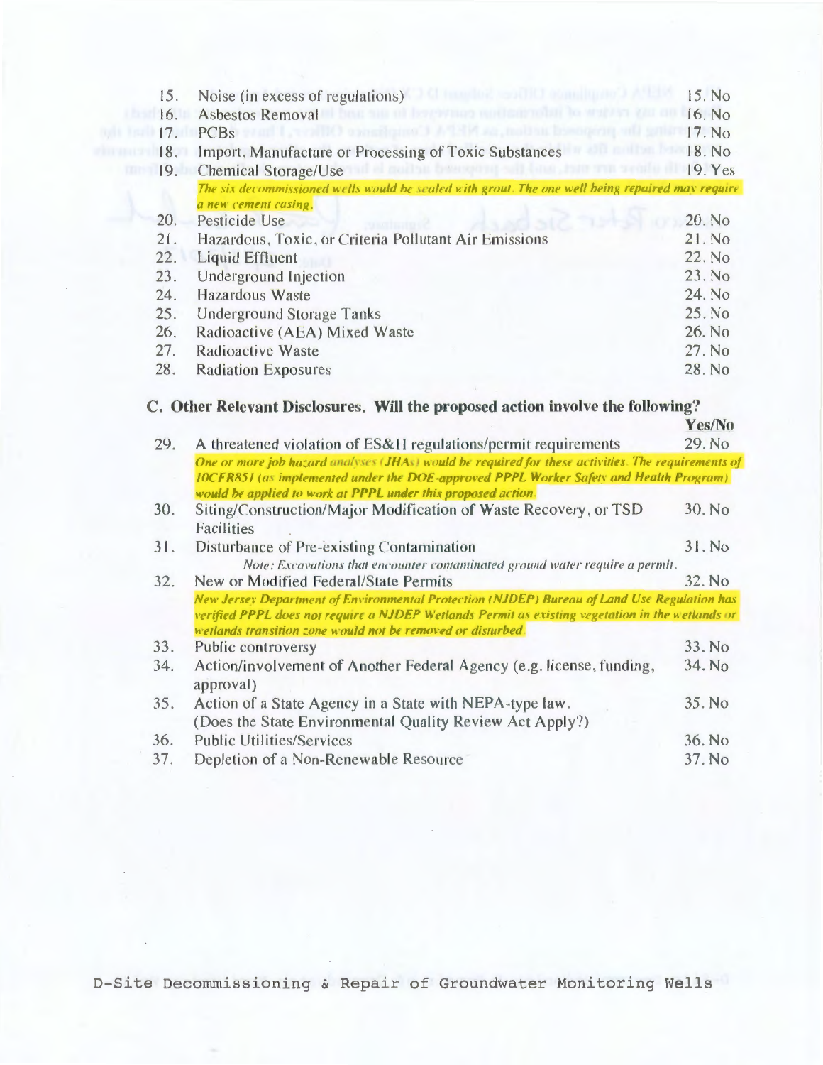15. Noise (in excess of regulations) 15. No
16. Asbestos Removal 16. No
17. PCBs 17. No
18. Import, Manufacture or Processing of Toxic Substances 18. No
19. Chemical Storage/Use 19. Yes

*The six decommissioned wells would be sealed with grout. The one well being repaired may require a new cement casing.*

20. Pesticide Use 20. No
21. Hazardous, Toxic, or Criteria Pollutant Air Emissions 21. No
22. Liquid Effluent 22. No
23. Underground Injection 23. No
24. Hazardous Waste 24. No
25. Underground Storage Tanks 25. No
26. Radioactive (AEA) Mixed Waste 26. No
27. Radioactive Waste 27. No
28. Radiation Exposures 28. No

## C. Other Relevant Disclosures. Will the proposed action involve the following?

**Yes/No**

29. A threatened violation of ES&H regulations/permit requirements 29. No

*One or more job hazard analyses (JHAs) would be required for these activities. The requirements of 10CFR851 (as implemented under the DOE-approved PPPL Worker Safety and Health Program) would be applied to work at PPPL under this proposed action.*

30. Siting/Construction/Major Modification of Waste Recovery, or TSD Facilities 30. No
31. Disturbance of Pre-existing Contamination 31. No

*Note: Excavations that encounter contaminated ground water require a permit.*

32. New or Modified Federal/State Permits 32. No

*New Jersey Department of Environmental Protection (NJDEP) Bureau of Land Use Regulation has verified PPPL does not require a NJDEP Wetlands Permit as existing vegetation in the wetlands or wetlands transition zone would not be removed or disturbed.*

33. Public controversy 33. No
34. Action/involvement of Another Federal Agency (e.g. license, funding, approval) 34. No
35. Action of a State Agency in a State with NEPA-type law. (Does the State Environmental Quality Review Act Apply?) 35. No
36. Public Utilities/Services 36. No
37. Depletion of a Non-Renewable Resource 37. No

D-Site Decommissioning & Repair of Groundwater Monitoring Wells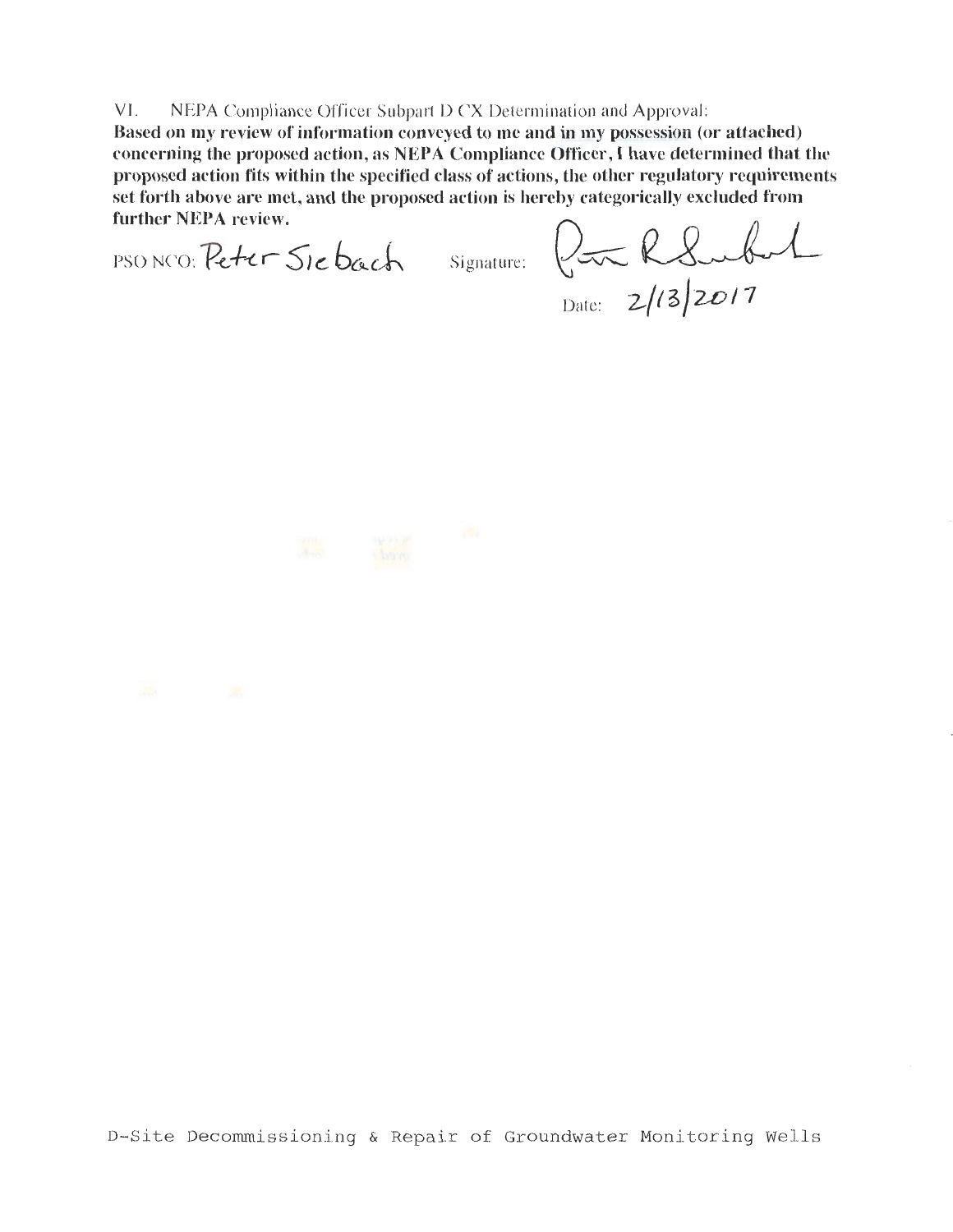VI. NEPA Compliance Officer Subpart D CX Determination and Approval:

**Based on my review of information conveyed to me and in my possession (or attached) concerning the proposed action, as NEPA Compliance Officer, I have determined that the proposed action fits within the specified class of actions, the other regulatory requirements set forth above are met, and the proposed action is hereby categorically excluded from further NEPA review.**

PSO NCO: Peter Siebach Signature: Peter R Siebach

Date: 2/13/2017

D-Site Decommissioning & Repair of Groundwater Monitoring Wells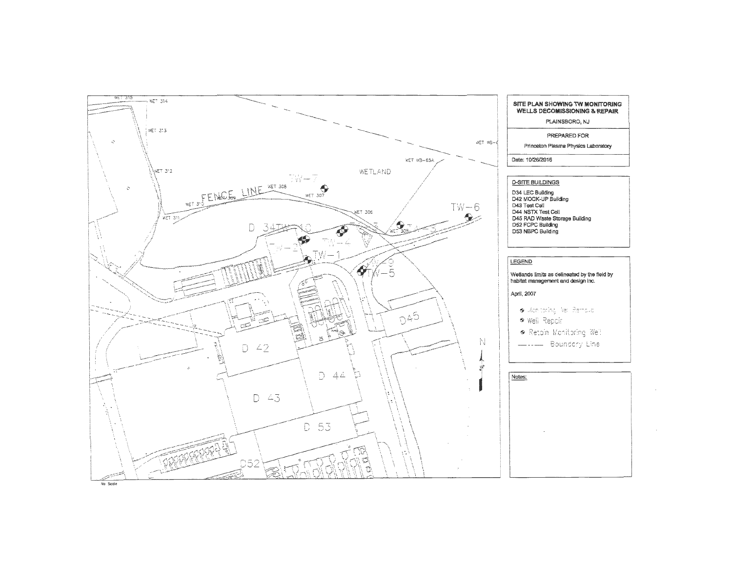**SITE PLAN SHOWING TW MONITORING WELLS DECOMISSIONING & REPAIR**

PLAINSBORO, NJ

PREPARED FOR

Princeton Plasma Physics Laboratory

Date: 10/26/2016

**D-SITE BUILDINGS**

D34 LEC Building
D42 MOCK-UP Building
D43 Test Cell
D44 NSTX Test Cell
D45 RAD Waste Storage Building
D52 FCPC Building
D53 NBPC Building

**LEGEND**

Wetlands limits as delineated by the field by habitat management and design inc.

April, 2007

- Monitoring Well Removal
- Well Repair
- Retain Monitoring Well
- —-— Boundary Line

Notes:

WET 315
WET 314
WET 313
WET 312
WET 311
WET 310
WET 309
WET 308
WET 307
WET 306
WET 305
WET WB-65A
WET WB-
WETLAND
FENCE LINE
TW-7
TW-6
TW-5
TW-4
TW-3
TW-2
TW-1
TW-9
TW-10
D 34
D 42
D 43
D 44
D45
D 53
D52
N

No Scale